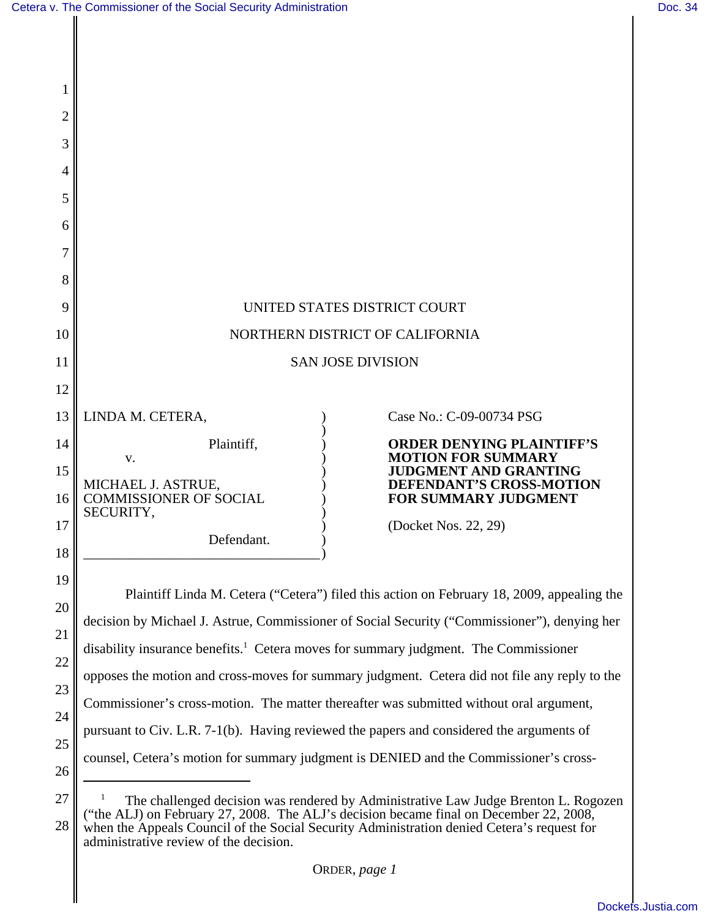UNITED STATES DISTRICT COURT

NORTHERN DISTRICT OF CALIFORNIA

SAN JOSE DIVISION

LINDA M. CETERA,

Plaintiff,

v.

MICHAEL J. ASTRUE, COMMISSIONER OF SOCIAL SECURITY,

Defendant.

Case No.: C-09-00734 PSG

**ORDER DENYING PLAINTIFF'S MOTION FOR SUMMARY JUDGMENT AND GRANTING DEFENDANT'S CROSS-MOTION FOR SUMMARY JUDGMENT**

(Docket Nos. 22, 29)

Plaintiff Linda M. Cetera ("Cetera") filed this action on February 18, 2009, appealing the decision by Michael J. Astrue, Commissioner of Social Security ("Commissioner"), denying her disability insurance benefits.[1] Cetera moves for summary judgment. The Commissioner opposes the motion and cross-moves for summary judgment. Cetera did not file any reply to the Commissioner's cross-motion. The matter thereafter was submitted without oral argument, pursuant to Civ. L.R. 7-1(b). Having reviewed the papers and considered the arguments of counsel, Cetera's motion for summary judgment is DENIED and the Commissioner's cross-

[1] The challenged decision was rendered by Administrative Law Judge Brenton L. Rogozen ("the ALJ) on February 27, 2008. The ALJ's decision became final on December 22, 2008, when the Appeals Council of the Social Security Administration denied Cetera's request for administrative review of the decision.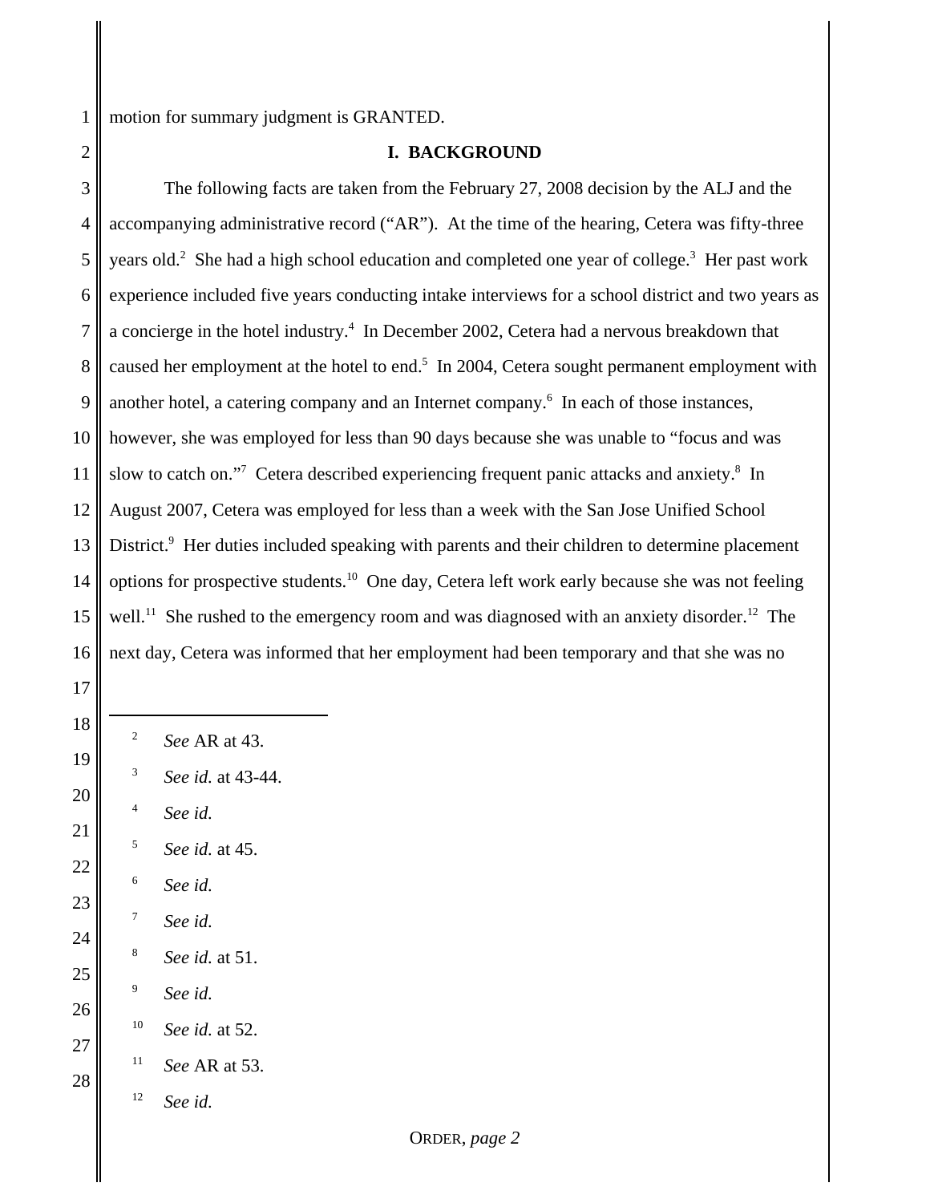motion for summary judgment is GRANTED.

## I. BACKGROUND

The following facts are taken from the February 27, 2008 decision by the ALJ and the accompanying administrative record ("AR"). At the time of the hearing, Cetera was fifty-three years old.[2] She had a high school education and completed one year of college.[3] Her past work experience included five years conducting intake interviews for a school district and two years as a concierge in the hotel industry.[4] In December 2002, Cetera had a nervous breakdown that caused her employment at the hotel to end.[5] In 2004, Cetera sought permanent employment with another hotel, a catering company and an Internet company.[6] In each of those instances, however, she was employed for less than 90 days because she was unable to "focus and was slow to catch on."[7] Cetera described experiencing frequent panic attacks and anxiety.[8] In August 2007, Cetera was employed for less than a week with the San Jose Unified School District.[9] Her duties included speaking with parents and their children to determine placement options for prospective students.[10] One day, Cetera left work early because she was not feeling well.[11] She rushed to the emergency room and was diagnosed with an anxiety disorder.[12] The next day, Cetera was informed that her employment had been temporary and that she was no

---

[2] *See* AR at 43.

[3] *See id.* at 43-44.

[4] *See id.*

[5] *See id.* at 45.

[6] *See id.*

[7] *See id.*

[8] *See id.* at 51.

[9] *See id.*

[10] *See id.* at 52.

[11] *See* AR at 53.

[12] *See id.*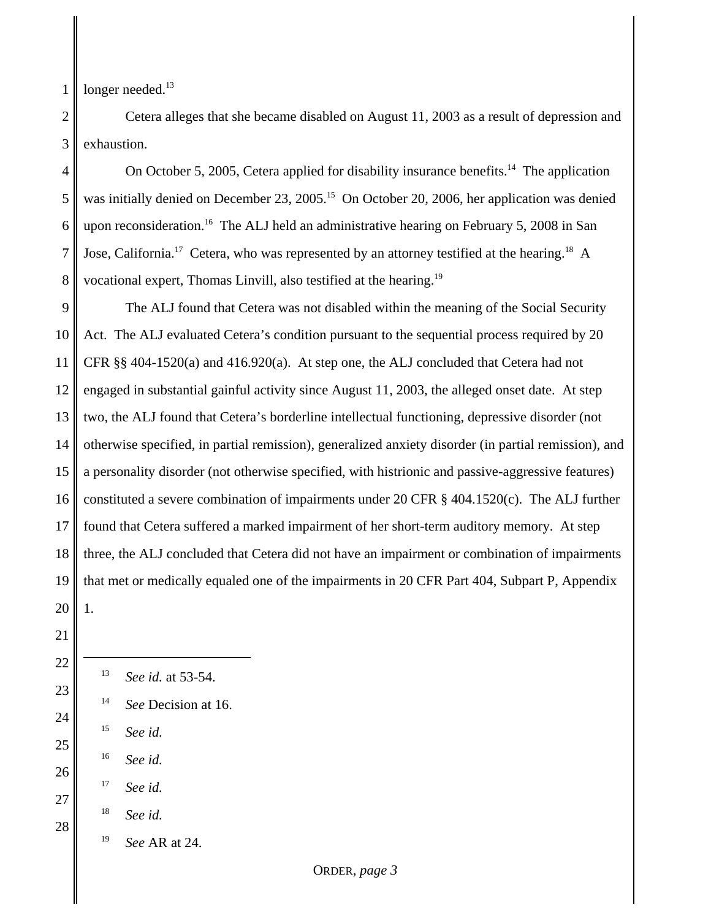longer needed.[13]

Cetera alleges that she became disabled on August 11, 2003 as a result of depression and exhaustion.

On October 5, 2005, Cetera applied for disability insurance benefits.[14] The application was initially denied on December 23, 2005.[15] On October 20, 2006, her application was denied upon reconsideration.[16] The ALJ held an administrative hearing on February 5, 2008 in San Jose, California.[17] Cetera, who was represented by an attorney testified at the hearing.[18] A vocational expert, Thomas Linvill, also testified at the hearing.[19]

The ALJ found that Cetera was not disabled within the meaning of the Social Security Act. The ALJ evaluated Cetera's condition pursuant to the sequential process required by 20 CFR §§ 404-1520(a) and 416.920(a). At step one, the ALJ concluded that Cetera had not engaged in substantial gainful activity since August 11, 2003, the alleged onset date. At step two, the ALJ found that Cetera's borderline intellectual functioning, depressive disorder (not otherwise specified, in partial remission), generalized anxiety disorder (in partial remission), and a personality disorder (not otherwise specified, with histrionic and passive-aggressive features) constituted a severe combination of impairments under 20 CFR § 404.1520(c). The ALJ further found that Cetera suffered a marked impairment of her short-term auditory memory. At step three, the ALJ concluded that Cetera did not have an impairment or combination of impairments that met or medically equaled one of the impairments in 20 CFR Part 404, Subpart P, Appendix 1.

---

[13] *See id.* at 53-54.

[14] *See* Decision at 16.

[15] *See id.*

[16] *See id.*

[17] *See id.*

[18] *See id.*

[19] *See* AR at 24.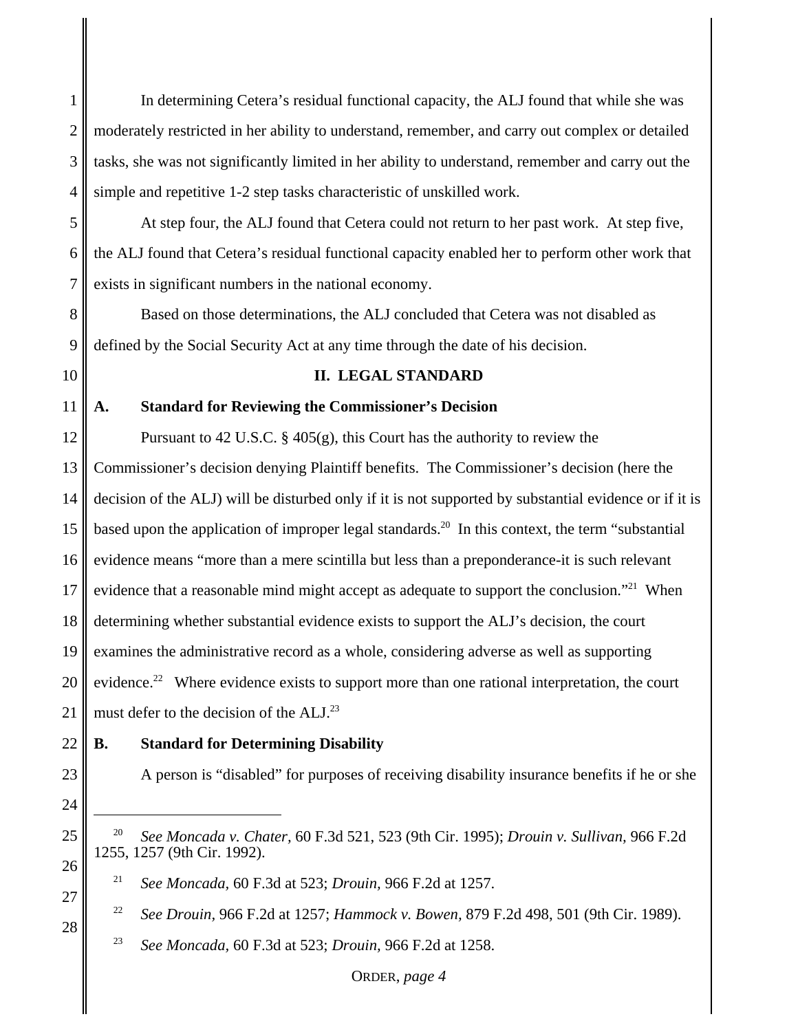In determining Cetera's residual functional capacity, the ALJ found that while she was moderately restricted in her ability to understand, remember, and carry out complex or detailed tasks, she was not significantly limited in her ability to understand, remember and carry out the simple and repetitive 1-2 step tasks characteristic of unskilled work.

At step four, the ALJ found that Cetera could not return to her past work. At step five, the ALJ found that Cetera's residual functional capacity enabled her to perform other work that exists in significant numbers in the national economy.

Based on those determinations, the ALJ concluded that Cetera was not disabled as defined by the Social Security Act at any time through the date of his decision.

## II. LEGAL STANDARD

### A. Standard for Reviewing the Commissioner's Decision

Pursuant to 42 U.S.C. § 405(g), this Court has the authority to review the Commissioner's decision denying Plaintiff benefits. The Commissioner's decision (here the decision of the ALJ) will be disturbed only if it is not supported by substantial evidence or if it is based upon the application of improper legal standards.[20] In this context, the term "substantial evidence means "more than a mere scintilla but less than a preponderance-it is such relevant evidence that a reasonable mind might accept as adequate to support the conclusion."[21] When determining whether substantial evidence exists to support the ALJ's decision, the court examines the administrative record as a whole, considering adverse as well as supporting evidence.[22] Where evidence exists to support more than one rational interpretation, the court must defer to the decision of the ALJ.[23]

### B. Standard for Determining Disability

A person is "disabled" for purposes of receiving disability insurance benefits if he or she

---

[20] *See Moncada v. Chater*, 60 F.3d 521, 523 (9th Cir. 1995); *Drouin v. Sullivan*, 966 F.2d 1255, 1257 (9th Cir. 1992).

[21] *See Moncada*, 60 F.3d at 523; *Drouin*, 966 F.2d at 1257.

[22] *See Drouin*, 966 F.2d at 1257; *Hammock v. Bowen*, 879 F.2d 498, 501 (9th Cir. 1989).

[23] *See Moncada*, 60 F.3d at 523; *Drouin*, 966 F.2d at 1258.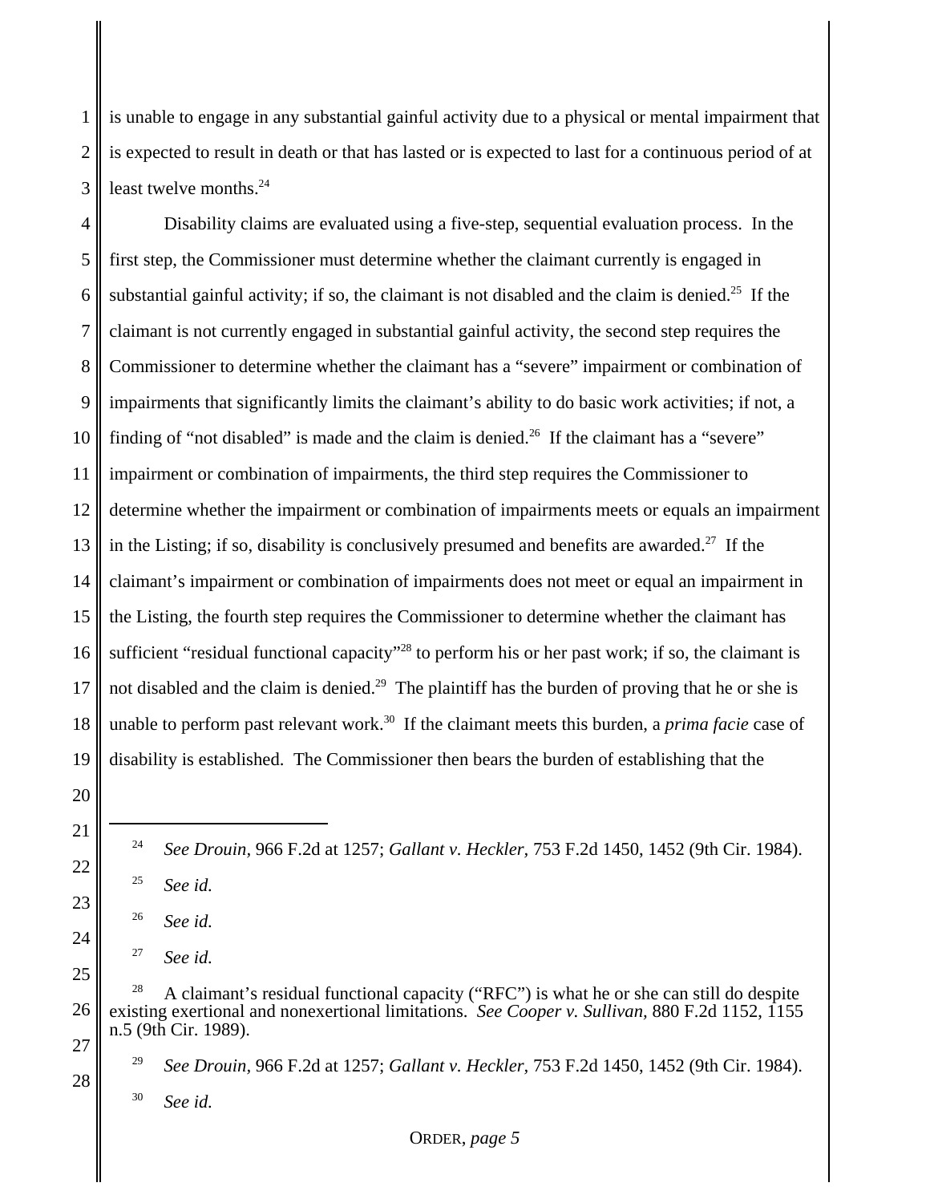is unable to engage in any substantial gainful activity due to a physical or mental impairment that is expected to result in death or that has lasted or is expected to last for a continuous period of at least twelve months.[24]

Disability claims are evaluated using a five-step, sequential evaluation process. In the first step, the Commissioner must determine whether the claimant currently is engaged in substantial gainful activity; if so, the claimant is not disabled and the claim is denied.[25] If the claimant is not currently engaged in substantial gainful activity, the second step requires the Commissioner to determine whether the claimant has a "severe" impairment or combination of impairments that significantly limits the claimant's ability to do basic work activities; if not, a finding of "not disabled" is made and the claim is denied.[26] If the claimant has a "severe" impairment or combination of impairments, the third step requires the Commissioner to determine whether the impairment or combination of impairments meets or equals an impairment in the Listing; if so, disability is conclusively presumed and benefits are awarded.[27] If the claimant's impairment or combination of impairments does not meet or equal an impairment in the Listing, the fourth step requires the Commissioner to determine whether the claimant has sufficient "residual functional capacity"[28] to perform his or her past work; if so, the claimant is not disabled and the claim is denied.[29] The plaintiff has the burden of proving that he or she is unable to perform past relevant work.[30] If the claimant meets this burden, a *prima facie* case of disability is established. The Commissioner then bears the burden of establishing that the

---

[24] *See Drouin*, 966 F.2d at 1257; *Gallant v. Heckler*, 753 F.2d 1450, 1452 (9th Cir. 1984).

[25] *See id.*

[26] *See id.*

[27] *See id.*

[28] A claimant's residual functional capacity ("RFC") is what he or she can still do despite existing exertional and nonexertional limitations. *See Cooper v. Sullivan*, 880 F.2d 1152, 1155 n.5 (9th Cir. 1989).

[29] *See Drouin*, 966 F.2d at 1257; *Gallant v. Heckler*, 753 F.2d 1450, 1452 (9th Cir. 1984).

[30] *See id.*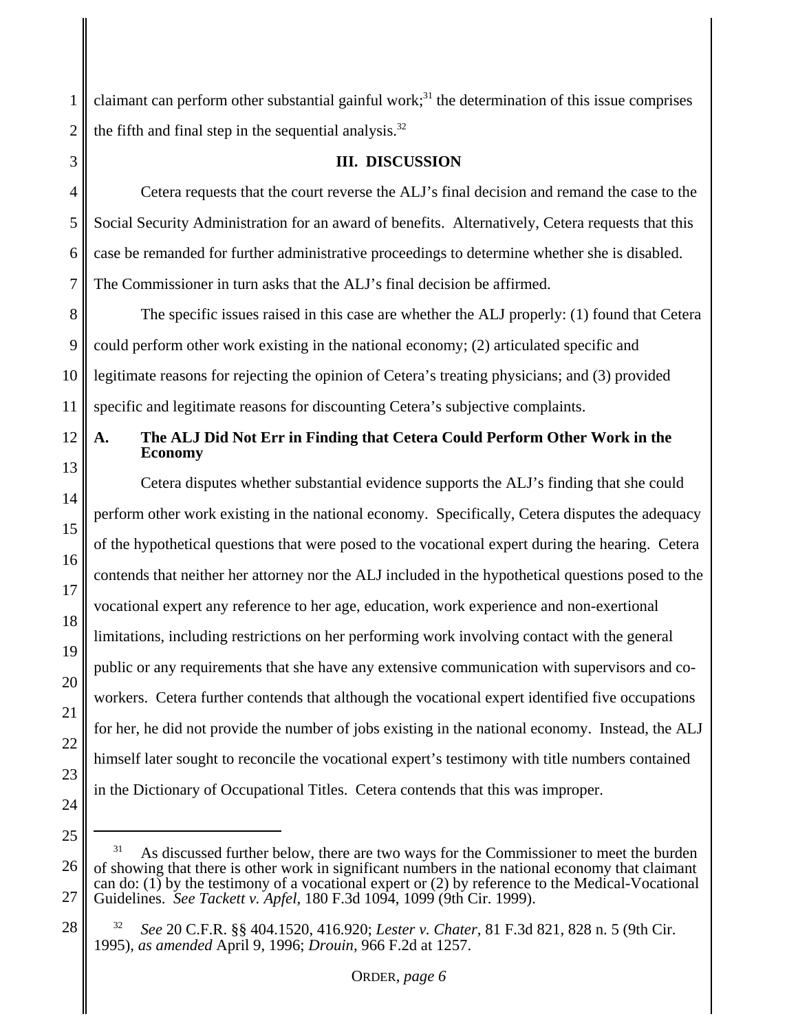claimant can perform other substantial gainful work;[31] the determination of this issue comprises the fifth and final step in the sequential analysis.[32]

## III. DISCUSSION

Cetera requests that the court reverse the ALJ's final decision and remand the case to the Social Security Administration for an award of benefits. Alternatively, Cetera requests that this case be remanded for further administrative proceedings to determine whether she is disabled. The Commissioner in turn asks that the ALJ's final decision be affirmed.

The specific issues raised in this case are whether the ALJ properly: (1) found that Cetera could perform other work existing in the national economy; (2) articulated specific and legitimate reasons for rejecting the opinion of Cetera's treating physicians; and (3) provided specific and legitimate reasons for discounting Cetera's subjective complaints.

### A. The ALJ Did Not Err in Finding that Cetera Could Perform Other Work in the Economy

Cetera disputes whether substantial evidence supports the ALJ's finding that she could perform other work existing in the national economy. Specifically, Cetera disputes the adequacy of the hypothetical questions that were posed to the vocational expert during the hearing. Cetera contends that neither her attorney nor the ALJ included in the hypothetical questions posed to the vocational expert any reference to her age, education, work experience and non-exertional limitations, including restrictions on her performing work involving contact with the general public or any requirements that she have any extensive communication with supervisors and co-workers. Cetera further contends that although the vocational expert identified five occupations for her, he did not provide the number of jobs existing in the national economy. Instead, the ALJ himself later sought to reconcile the vocational expert's testimony with title numbers contained in the Dictionary of Occupational Titles. Cetera contends that this was improper.

---

[31] As discussed further below, there are two ways for the Commissioner to meet the burden of showing that there is other work in significant numbers in the national economy that claimant can do: (1) by the testimony of a vocational expert or (2) by reference to the Medical-Vocational Guidelines. *See Tackett v. Apfel*, 180 F.3d 1094, 1099 (9th Cir. 1999).

[32] *See* 20 C.F.R. §§ 404.1520, 416.920; *Lester v. Chater*, 81 F.3d 821, 828 n. 5 (9th Cir. 1995), *as amended* April 9, 1996; *Drouin*, 966 F.2d at 1257.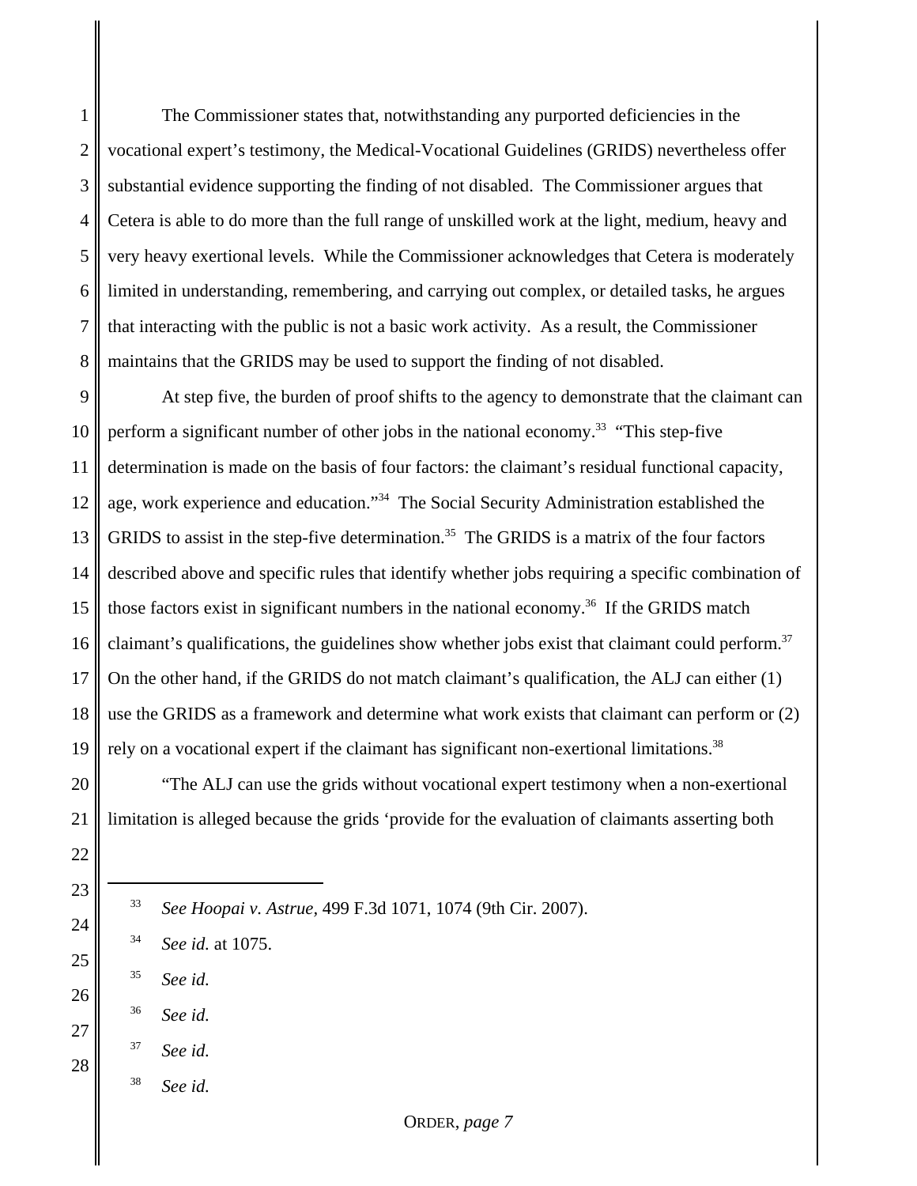The Commissioner states that, notwithstanding any purported deficiencies in the vocational expert's testimony, the Medical-Vocational Guidelines (GRIDS) nevertheless offer substantial evidence supporting the finding of not disabled. The Commissioner argues that Cetera is able to do more than the full range of unskilled work at the light, medium, heavy and very heavy exertional levels. While the Commissioner acknowledges that Cetera is moderately limited in understanding, remembering, and carrying out complex, or detailed tasks, he argues that interacting with the public is not a basic work activity. As a result, the Commissioner maintains that the GRIDS may be used to support the finding of not disabled.

At step five, the burden of proof shifts to the agency to demonstrate that the claimant can perform a significant number of other jobs in the national economy.[33] "This step-five determination is made on the basis of four factors: the claimant's residual functional capacity, age, work experience and education."[34] The Social Security Administration established the GRIDS to assist in the step-five determination.[35] The GRIDS is a matrix of the four factors described above and specific rules that identify whether jobs requiring a specific combination of those factors exist in significant numbers in the national economy.[36] If the GRIDS match claimant's qualifications, the guidelines show whether jobs exist that claimant could perform.[37] On the other hand, if the GRIDS do not match claimant's qualification, the ALJ can either (1) use the GRIDS as a framework and determine what work exists that claimant can perform or (2) rely on a vocational expert if the claimant has significant non-exertional limitations.[38]

"The ALJ can use the grids without vocational expert testimony when a non-exertional limitation is alleged because the grids 'provide for the evaluation of claimants asserting both

---

[33] *See Hoopai v. Astrue*, 499 F.3d 1071, 1074 (9th Cir. 2007).

[34] *See id.* at 1075.

[35] *See id.*

[36] *See id.*

[37] *See id.*

[38] *See id.*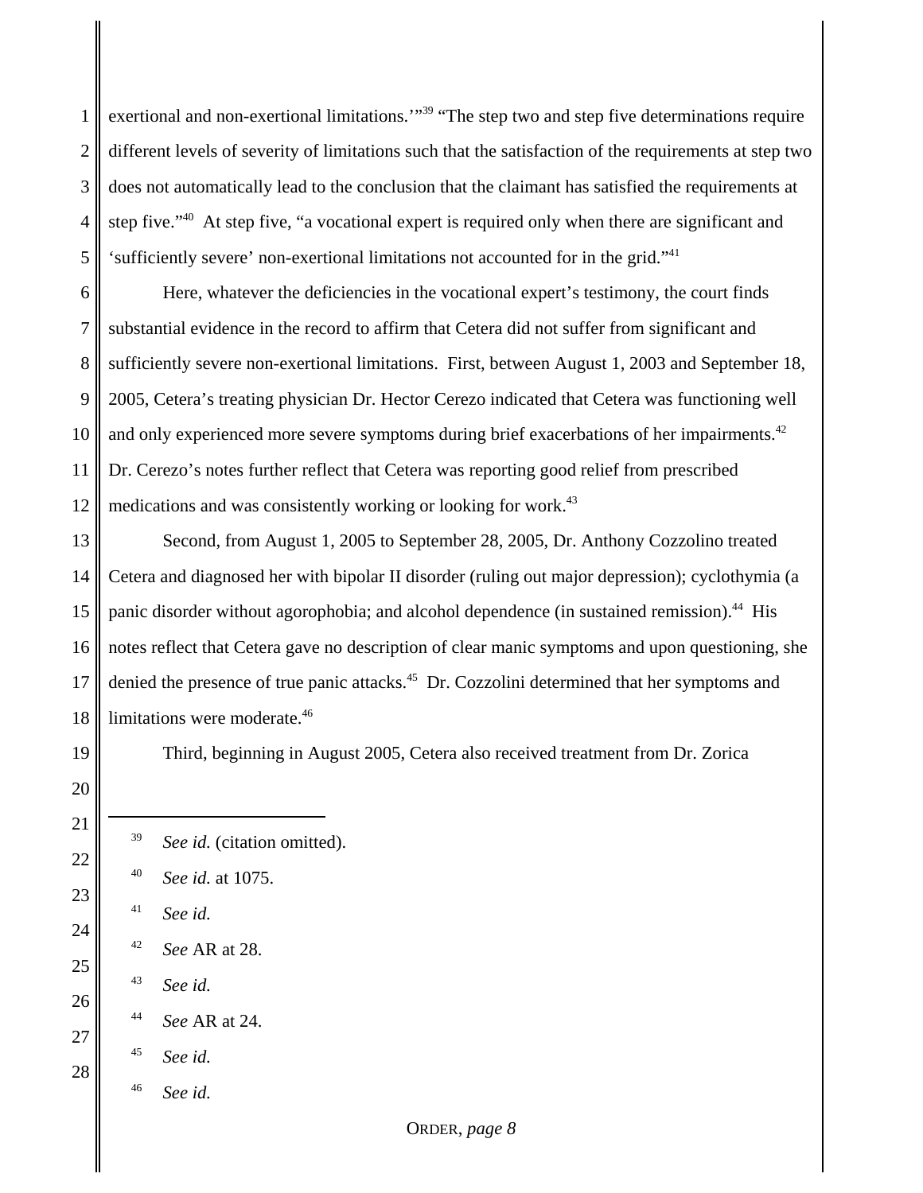exertional and non-exertional limitations.'"[39] "The step two and step five determinations require different levels of severity of limitations such that the satisfaction of the requirements at step two does not automatically lead to the conclusion that the claimant has satisfied the requirements at step five."[40] At step five, "a vocational expert is required only when there are significant and 'sufficiently severe' non-exertional limitations not accounted for in the grid."[41]

Here, whatever the deficiencies in the vocational expert's testimony, the court finds substantial evidence in the record to affirm that Cetera did not suffer from significant and sufficiently severe non-exertional limitations. First, between August 1, 2003 and September 18, 2005, Cetera's treating physician Dr. Hector Cerezo indicated that Cetera was functioning well and only experienced more severe symptoms during brief exacerbations of her impairments.[42] Dr. Cerezo's notes further reflect that Cetera was reporting good relief from prescribed medications and was consistently working or looking for work.[43]

Second, from August 1, 2005 to September 28, 2005, Dr. Anthony Cozzolino treated Cetera and diagnosed her with bipolar II disorder (ruling out major depression); cyclothymia (a panic disorder without agorophobia; and alcohol dependence (in sustained remission).[44] His notes reflect that Cetera gave no description of clear manic symptoms and upon questioning, she denied the presence of true panic attacks.[45] Dr. Cozzolini determined that her symptoms and limitations were moderate.[46]

Third, beginning in August 2005, Cetera also received treatment from Dr. Zorica

---

[39] *See id.* (citation omitted).

[40] *See id.* at 1075.

[41] *See id.*

[42] *See* AR at 28.

[43] *See id.*

[44] *See* AR at 24.

[45] *See id.*

[46] *See id.*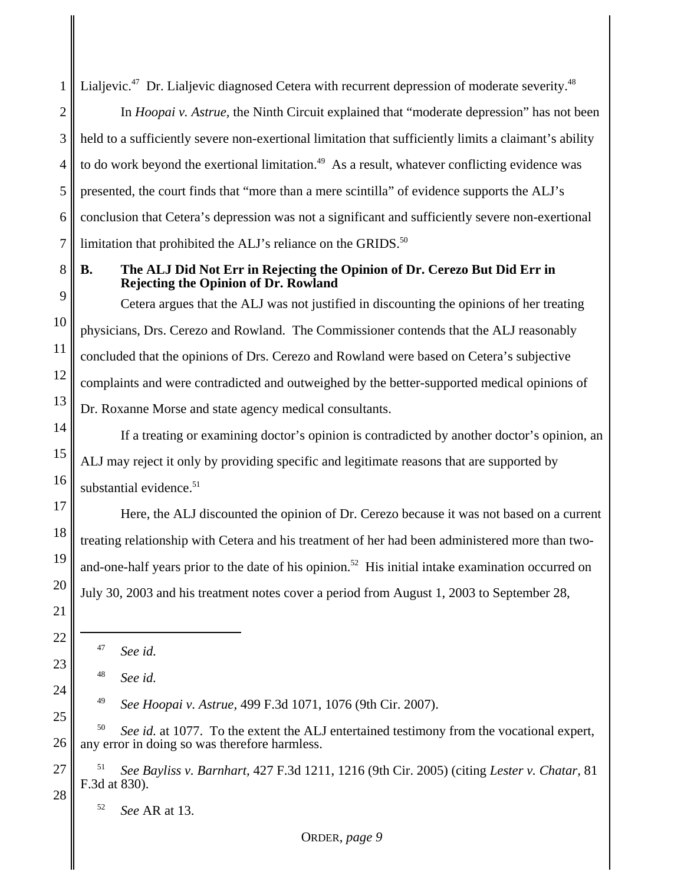Lialjevic.[47] Dr. Lialjevic diagnosed Cetera with recurrent depression of moderate severity.[48]

In *Hoopai v. Astrue,* the Ninth Circuit explained that "moderate depression" has not been held to a sufficiently severe non-exertional limitation that sufficiently limits a claimant's ability to do work beyond the exertional limitation.[49] As a result, whatever conflicting evidence was presented, the court finds that "more than a mere scintilla" of evidence supports the ALJ's conclusion that Cetera's depression was not a significant and sufficiently severe non-exertional limitation that prohibited the ALJ's reliance on the GRIDS.[50]

### B. The ALJ Did Not Err in Rejecting the Opinion of Dr. Cerezo But Did Err in Rejecting the Opinion of Dr. Rowland

Cetera argues that the ALJ was not justified in discounting the opinions of her treating physicians, Drs. Cerezo and Rowland. The Commissioner contends that the ALJ reasonably concluded that the opinions of Drs. Cerezo and Rowland were based on Cetera's subjective complaints and were contradicted and outweighed by the better-supported medical opinions of Dr. Roxanne Morse and state agency medical consultants.

If a treating or examining doctor's opinion is contradicted by another doctor's opinion, an ALJ may reject it only by providing specific and legitimate reasons that are supported by substantial evidence.[51]

Here, the ALJ discounted the opinion of Dr. Cerezo because it was not based on a current treating relationship with Cetera and his treatment of her had been administered more than two-and-one-half years prior to the date of his opinion.[52] His initial intake examination occurred on July 30, 2003 and his treatment notes cover a period from August 1, 2003 to September 28,

---

[47] *See id.*

[48] *See id.*

[49] *See Hoopai v. Astrue,* 499 F.3d 1071, 1076 (9th Cir. 2007).

[50] *See id.* at 1077. To the extent the ALJ entertained testimony from the vocational expert, any error in doing so was therefore harmless.

[51] *See Bayliss v. Barnhart,* 427 F.3d 1211, 1216 (9th Cir. 2005) (citing *Lester v. Chatar,* 81 F.3d at 830).

[52] *See* AR at 13.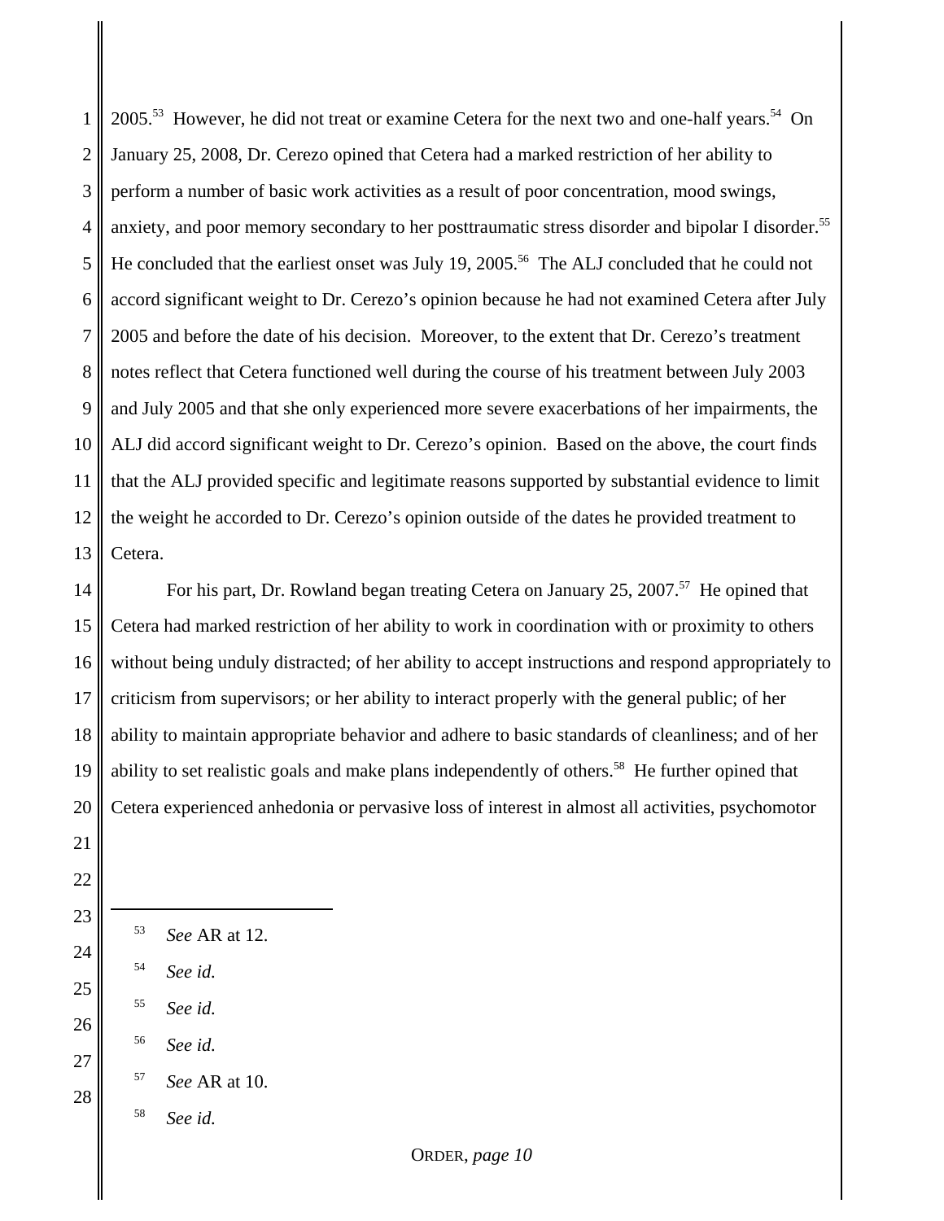2005.[53] However, he did not treat or examine Cetera for the next two and one-half years.[54] On January 25, 2008, Dr. Cerezo opined that Cetera had a marked restriction of her ability to perform a number of basic work activities as a result of poor concentration, mood swings, anxiety, and poor memory secondary to her posttraumatic stress disorder and bipolar I disorder.[55] He concluded that the earliest onset was July 19, 2005.[56] The ALJ concluded that he could not accord significant weight to Dr. Cerezo's opinion because he had not examined Cetera after July 2005 and before the date of his decision. Moreover, to the extent that Dr. Cerezo's treatment notes reflect that Cetera functioned well during the course of his treatment between July 2003 and July 2005 and that she only experienced more severe exacerbations of her impairments, the ALJ did accord significant weight to Dr. Cerezo's opinion. Based on the above, the court finds that the ALJ provided specific and legitimate reasons supported by substantial evidence to limit the weight he accorded to Dr. Cerezo's opinion outside of the dates he provided treatment to Cetera.

For his part, Dr. Rowland began treating Cetera on January 25, 2007.[57] He opined that Cetera had marked restriction of her ability to work in coordination with or proximity to others without being unduly distracted; of her ability to accept instructions and respond appropriately to criticism from supervisors; or her ability to interact properly with the general public; of her ability to maintain appropriate behavior and adhere to basic standards of cleanliness; and of her ability to set realistic goals and make plans independently of others.[58] He further opined that Cetera experienced anhedonia or pervasive loss of interest in almost all activities, psychomotor

---

[53] *See* AR at 12.

[54] *See id.*

[55] *See id.*

[56] *See id.*

[57] *See* AR at 10.

[58] *See id.*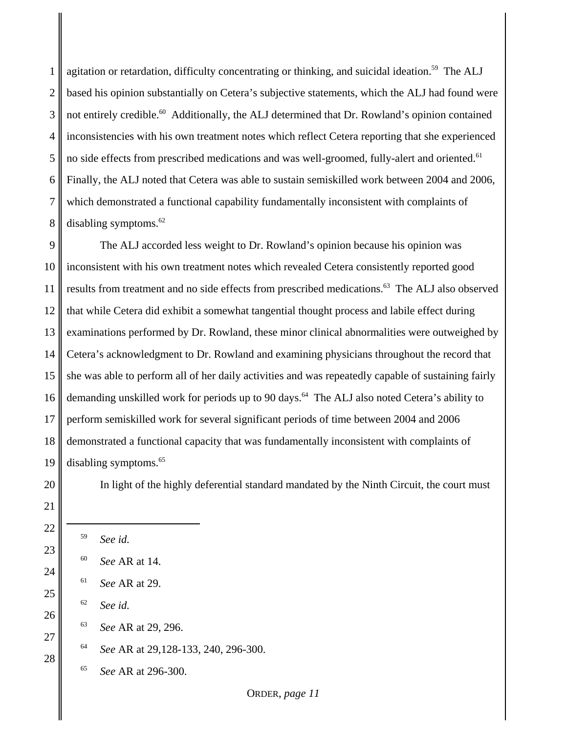agitation or retardation, difficulty concentrating or thinking, and suicidal ideation.[59] The ALJ based his opinion substantially on Cetera's subjective statements, which the ALJ had found were not entirely credible.[60] Additionally, the ALJ determined that Dr. Rowland's opinion contained inconsistencies with his own treatment notes which reflect Cetera reporting that she experienced no side effects from prescribed medications and was well-groomed, fully-alert and oriented.[61] Finally, the ALJ noted that Cetera was able to sustain semiskilled work between 2004 and 2006, which demonstrated a functional capability fundamentally inconsistent with complaints of disabling symptoms.[62]

The ALJ accorded less weight to Dr. Rowland's opinion because his opinion was inconsistent with his own treatment notes which revealed Cetera consistently reported good results from treatment and no side effects from prescribed medications.[63] The ALJ also observed that while Cetera did exhibit a somewhat tangential thought process and labile effect during examinations performed by Dr. Rowland, these minor clinical abnormalities were outweighed by Cetera's acknowledgment to Dr. Rowland and examining physicians throughout the record that she was able to perform all of her daily activities and was repeatedly capable of sustaining fairly demanding unskilled work for periods up to 90 days.[64] The ALJ also noted Cetera's ability to perform semiskilled work for several significant periods of time between 2004 and 2006 demonstrated a functional capacity that was fundamentally inconsistent with complaints of disabling symptoms.[65]

In light of the highly deferential standard mandated by the Ninth Circuit, the court must

---

[59] *See id.*

[60] *See* AR at 14.

[61] *See* AR at 29.

[62] *See id.*

[63] *See* AR at 29, 296.

[64] *See* AR at 29,128-133, 240, 296-300.

[65] *See* AR at 296-300.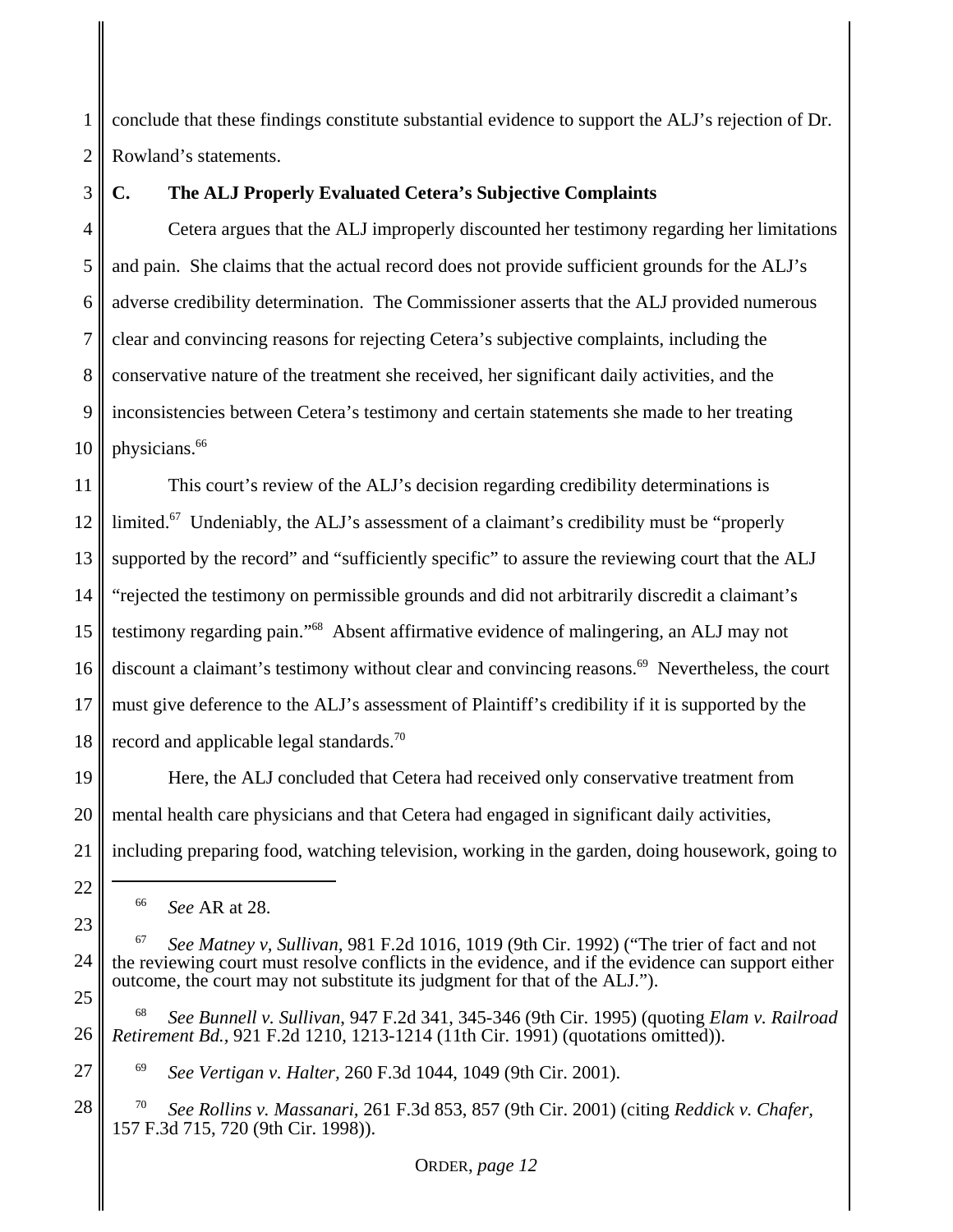conclude that these findings constitute substantial evidence to support the ALJ's rejection of Dr. Rowland's statements.

### C. The ALJ Properly Evaluated Cetera's Subjective Complaints

Cetera argues that the ALJ improperly discounted her testimony regarding her limitations and pain. She claims that the actual record does not provide sufficient grounds for the ALJ's adverse credibility determination. The Commissioner asserts that the ALJ provided numerous clear and convincing reasons for rejecting Cetera's subjective complaints, including the conservative nature of the treatment she received, her significant daily activities, and the inconsistencies between Cetera's testimony and certain statements she made to her treating physicians.[66]

This court's review of the ALJ's decision regarding credibility determinations is limited.[67] Undeniably, the ALJ's assessment of a claimant's credibility must be "properly supported by the record" and "sufficiently specific" to assure the reviewing court that the ALJ "rejected the testimony on permissible grounds and did not arbitrarily discredit a claimant's testimony regarding pain."[68] Absent affirmative evidence of malingering, an ALJ may not discount a claimant's testimony without clear and convincing reasons.[69] Nevertheless, the court must give deference to the ALJ's assessment of Plaintiff's credibility if it is supported by the record and applicable legal standards.[70]

Here, the ALJ concluded that Cetera had received only conservative treatment from mental health care physicians and that Cetera had engaged in significant daily activities, including preparing food, watching television, working in the garden, doing housework, going to

---

[66] *See* AR at 28.

[67] *See Matney v, Sullivan*, 981 F.2d 1016, 1019 (9th Cir. 1992) ("The trier of fact and not the reviewing court must resolve conflicts in the evidence, and if the evidence can support either outcome, the court may not substitute its judgment for that of the ALJ.").

[68] *See Bunnell v. Sullivan*, 947 F.2d 341, 345-346 (9th Cir. 1995) (quoting *Elam v. Railroad Retirement Bd.*, 921 F.2d 1210, 1213-1214 (11th Cir. 1991) (quotations omitted)).

[69] *See Vertigan v. Halter*, 260 F.3d 1044, 1049 (9th Cir. 2001).

[70] *See Rollins v. Massanari*, 261 F.3d 853, 857 (9th Cir. 2001) (citing *Reddick v. Chafer*, 157 F.3d 715, 720 (9th Cir. 1998)).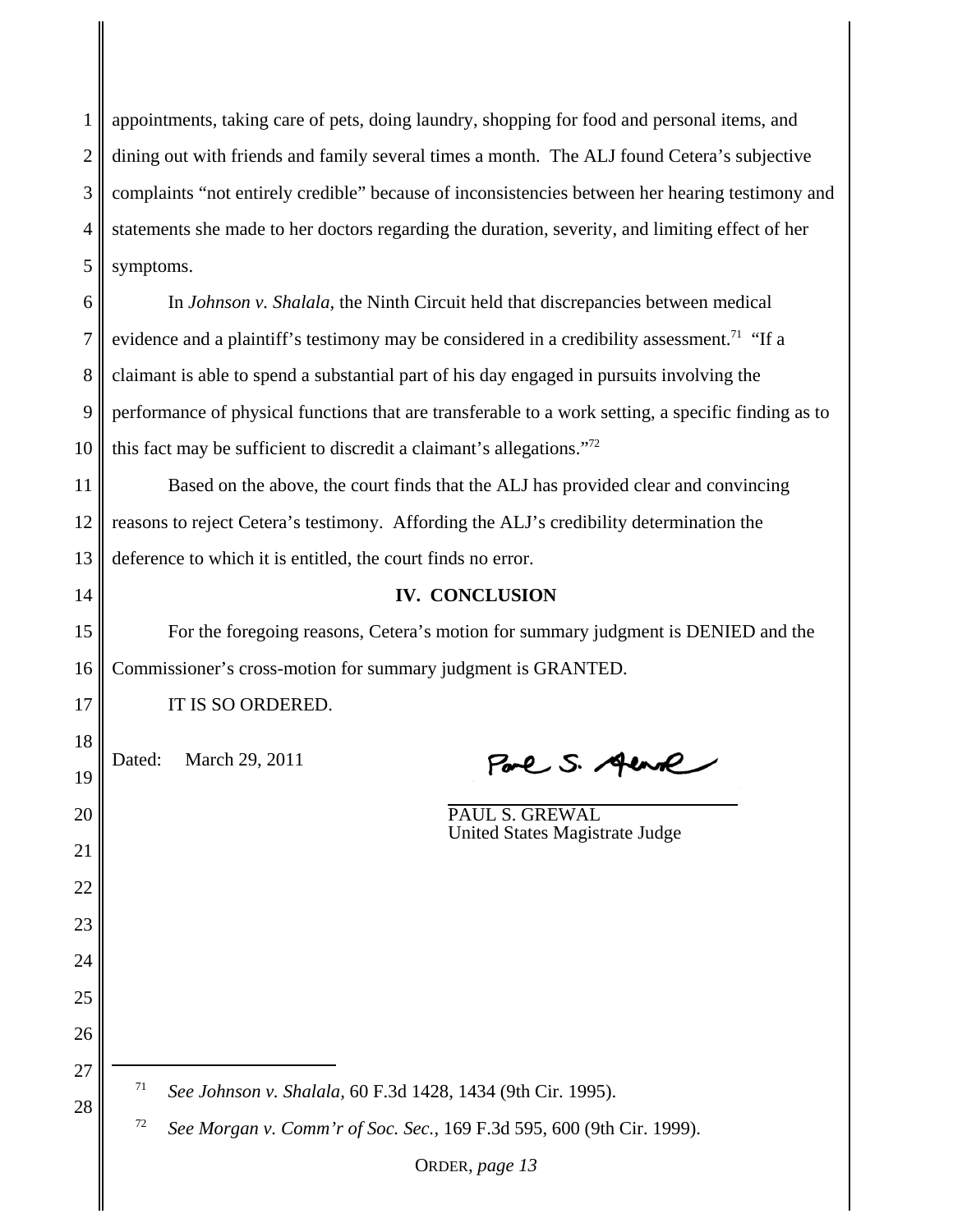appointments, taking care of pets, doing laundry, shopping for food and personal items, and dining out with friends and family several times a month. The ALJ found Cetera's subjective complaints "not entirely credible" because of inconsistencies between her hearing testimony and statements she made to her doctors regarding the duration, severity, and limiting effect of her symptoms.

In *Johnson v. Shalala*, the Ninth Circuit held that discrepancies between medical evidence and a plaintiff's testimony may be considered in a credibility assessment.[71] "If a claimant is able to spend a substantial part of his day engaged in pursuits involving the performance of physical functions that are transferable to a work setting, a specific finding as to this fact may be sufficient to discredit a claimant's allegations."[72]

Based on the above, the court finds that the ALJ has provided clear and convincing reasons to reject Cetera's testimony. Affording the ALJ's credibility determination the deference to which it is entitled, the court finds no error.

## IV. CONCLUSION

For the foregoing reasons, Cetera's motion for summary judgment is DENIED and the Commissioner's cross-motion for summary judgment is GRANTED.

IT IS SO ORDERED.

Dated: March 29, 2011

PAUL S. GREWAL
United States Magistrate Judge

---

[71] *See Johnson v. Shalala*, 60 F.3d 1428, 1434 (9th Cir. 1995).

[72] *See Morgan v. Comm'r of Soc. Sec.*, 169 F.3d 595, 600 (9th Cir. 1999).